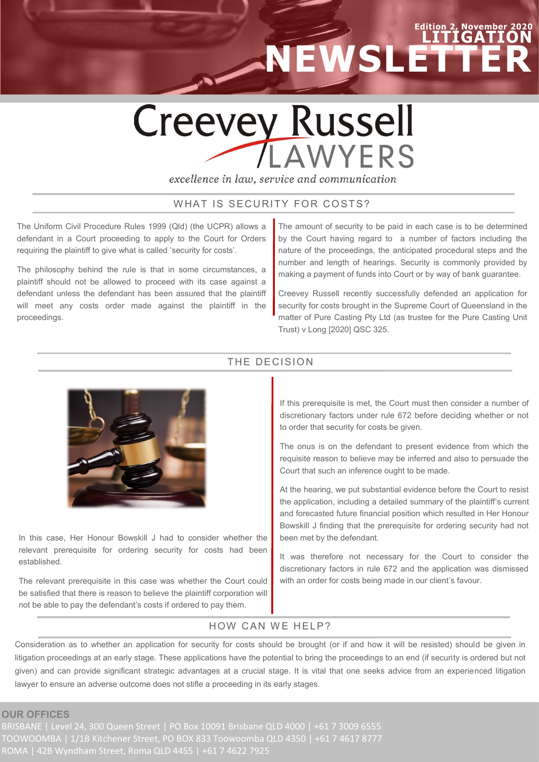Edition 2, November 2020

# LITIGATION NEWSLETTER

Creevey Russell LAWYERS

*excellence in law, service and communication*

## WHAT IS SECURITY FOR COSTS?

The Uniform Civil Procedure Rules 1999 (Qld) (the UCPR) allows a defendant in a Court proceeding to apply to the Court for Orders requiring the plaintiff to give what is called 'security for costs'.

The philosophy behind the rule is that in some circumstances, a plaintiff should not be allowed to proceed with its case against a defendant unless the defendant has been assured that the plaintiff will meet any costs order made against the plaintiff in the proceedings.

The amount of security to be paid in each case is to be determined by the Court having regard to a number of factors including the nature of the proceedings, the anticipated procedural steps and the number and length of hearings. Security is commonly provided by making a payment of funds into Court or by way of bank guarantee.

Creevey Russell recently successfully defended an application for security for costs brought in the Supreme Court of Queensland in the matter of Pure Casting Pty Ltd (as trustee for the Pure Casting Unit Trust) v Long [2020] QSC 325.

## THE DECISION

In this case, Her Honour Bowskill J had to consider whether the relevant prerequisite for ordering security for costs had been established.

The relevant prerequisite in this case was whether the Court could be satisfied that there is reason to believe the plaintiff corporation will not be able to pay the defendant's costs if ordered to pay them.

If this prerequisite is met, the Court must then consider a number of discretionary factors under rule 672 before deciding whether or not to order that security for costs be given.

The onus is on the defendant to present evidence from which the requisite reason to believe may be inferred and also to persuade the Court that such an inference ought to be made.

At the hearing, we put substantial evidence before the Court to resist the application, including a detailed summary of the plaintiff's current and forecasted future financial position which resulted in Her Honour Bowskill J finding that the prerequisite for ordering security had not been met by the defendant.

It was therefore not necessary for the Court to consider the discretionary factors in rule 672 and the application was dismissed with an order for costs being made in our client's favour.

## HOW CAN WE HELP?

Consideration as to whether an application for security for costs should be brought (or if and how it will be resisted) should be given in litigation proceedings at an early stage. These applications have the potential to bring the proceedings to an end (if security is ordered but not given) and can provide significant strategic advantages at a crucial stage. It is vital that one seeks advice from an experienced litigation lawyer to ensure an adverse outcome does not stifle a proceeding in its early stages.

**OUR OFFICES**

BRISBANE | Level 24, 300 Queen Street | PO Box 10091 Brisbane QLD 4000 | +61 7 3009 6555
TOOWOOMBA | 1/1B Kitchener Street, PO BOX 833 Toowoomba QLD 4350 | +61 7 4617 8777
ROMA | 42B Wyndham Street, Roma QLD 4455 | +61 7 4622 7925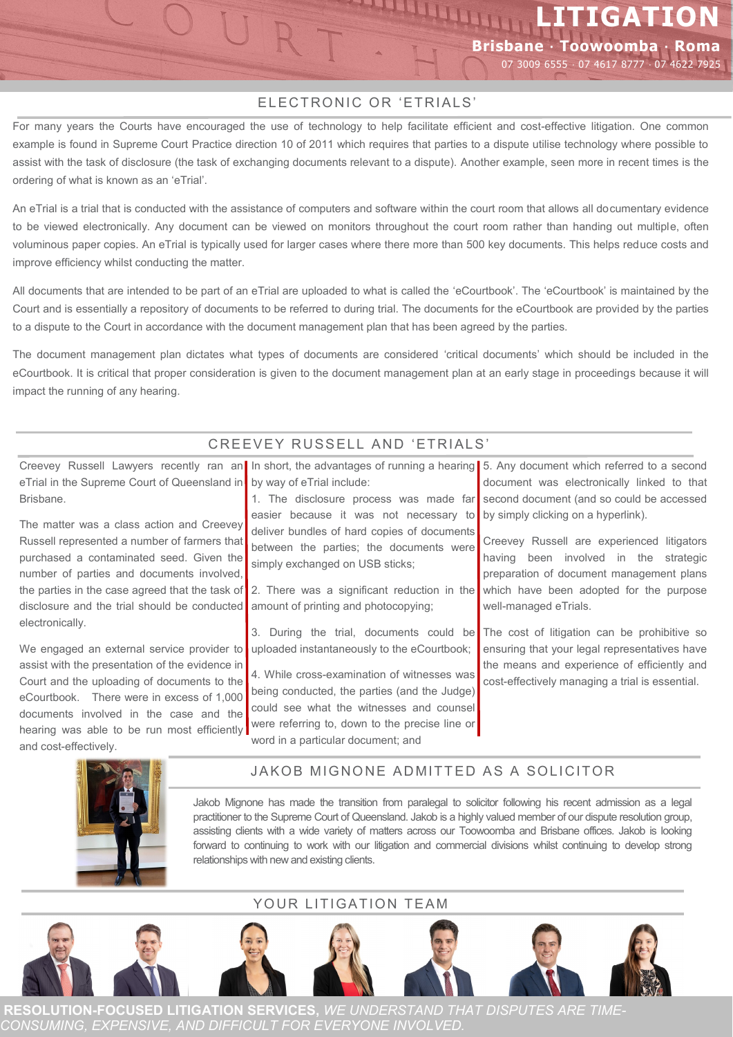# LITIGATION

**Brisbane · Toowoomba · Roma**

07 3009 6555 · 07 4617 8777 · 07 4622 7925

## ELECTRONIC OR 'ETRIALS'

For many years the Courts have encouraged the use of technology to help facilitate efficient and cost-effective litigation. One common example is found in Supreme Court Practice direction 10 of 2011 which requires that parties to a dispute utilise technology where possible to assist with the task of disclosure (the task of exchanging documents relevant to a dispute). Another example, seen more in recent times is the ordering of what is known as an 'eTrial'.

An eTrial is a trial that is conducted with the assistance of computers and software within the court room that allows all documentary evidence to be viewed electronically. Any document can be viewed on monitors throughout the court room rather than handing out multiple, often voluminous paper copies. An eTrial is typically used for larger cases where there more than 500 key documents. This helps reduce costs and improve efficiency whilst conducting the matter.

All documents that are intended to be part of an eTrial are uploaded to what is called the 'eCourtbook'. The 'eCourtbook' is maintained by the Court and is essentially a repository of documents to be referred to during trial. The documents for the eCourtbook are provided by the parties to a dispute to the Court in accordance with the document management plan that has been agreed by the parties.

The document management plan dictates what types of documents are considered 'critical documents' which should be included in the eCourtbook. It is critical that proper consideration is given to the document management plan at an early stage in proceedings because it will impact the running of any hearing.

## CREEVEY RUSSELL AND 'ETRIALS'

Creevey Russell Lawyers recently ran an eTrial in the Supreme Court of Queensland in Brisbane.

The matter was a class action and Creevey Russell represented a number of farmers that purchased a contaminated seed. Given the number of parties and documents involved, the parties in the case agreed that the task of disclosure and the trial should be conducted electronically.

We engaged an external service provider to assist with the presentation of the evidence in Court and the uploading of documents to the eCourtbook. There were in excess of 1,000 documents involved in the case and the hearing was able to be run most efficiently and cost-effectively.

In short, the advantages of running a hearing by way of eTrial include:

1. The disclosure process was made far easier because it was not necessary to deliver bundles of hard copies of documents between the parties; the documents were simply exchanged on USB sticks;
2. There was a significant reduction in the amount of printing and photocopying;
3. During the trial, documents could be uploaded instantaneously to the eCourtbook;
4. While cross-examination of witnesses was being conducted, the parties (and the Judge) could see what the witnesses and counsel were referring to, down to the precise line or word in a particular document; and
5. Any document which referred to a second document was electronically linked to that second document (and so could be accessed by simply clicking on a hyperlink).

Creevey Russell are experienced litigators having been involved in the strategic preparation of document management plans which have been adopted for the purpose well-managed eTrials.

The cost of litigation can be prohibitive so ensuring that your legal representatives have the means and experience of efficiently and cost-effectively managing a trial is essential.

## JAKOB MIGNONE ADMITTED AS A SOLICITOR

Jakob Mignone has made the transition from paralegal to solicitor following his recent admission as a legal practitioner to the Supreme Court of Queensland. Jakob is a highly valued member of our dispute resolution group, assisting clients with a wide variety of matters across our Toowoomba and Brisbane offices. Jakob is looking forward to continuing to work with our litigation and commercial divisions whilst continuing to develop strong relationships with new and existing clients.

## YOUR LITIGATION TEAM

**RESOLUTION-FOCUSED LITIGATION SERVICES,** *WE UNDERSTAND THAT DISPUTES ARE TIME-CONSUMING, EXPENSIVE, AND DIFFICULT FOR EVERYONE INVOLVED.*